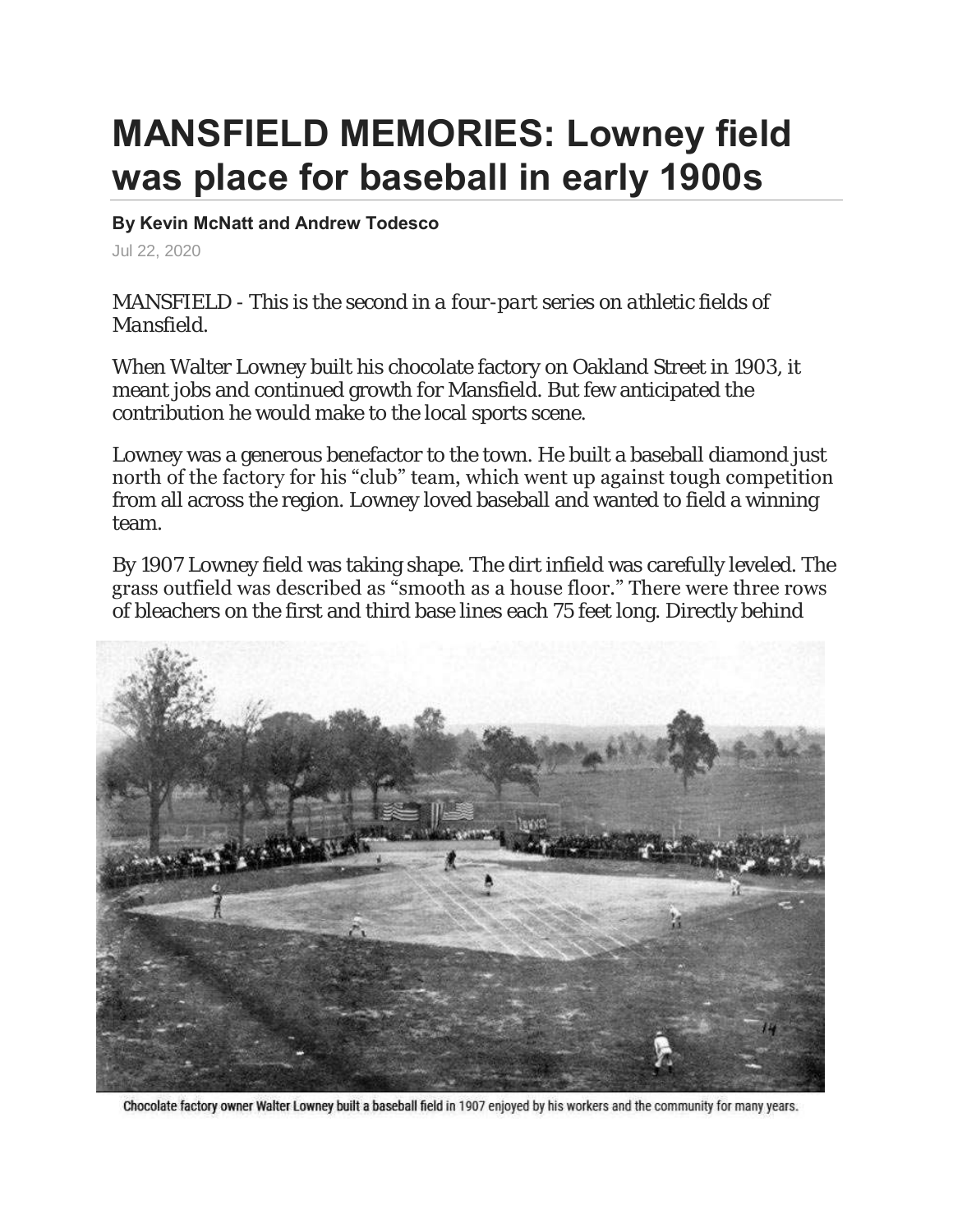# MANSFIELD MEMORIES: Lowney field was place for baseball in early 1900s

**By Kevin McNatt and Andrew Todesco**

Jul 22, 2020

*MANSFIELD - This is the second in a four-part series on athletic fields of Mansfield.*

When Walter Lowney built his chocolate factory on Oakland Street in 1903, it meant jobs and continued growth for Mansfield. But few anticipated the contribution he would make to the local sports scene.

Lowney was a generous benefactor to the town. He built a baseball diamond just north of the factory for his "club" team, which went up against tough competition from all across the region. Lowney loved baseball and wanted to field a winning team.

By 1907 Lowney field was taking shape. The dirt infield was carefully leveled. The grass outfield was described as "smooth as a house floor." There were three rows of bleachers on the first and third base lines each 75 feet long. Directly behind

Chocolate factory owner Walter Lowney built a baseball field in 1907 enjoyed by his workers and the community for many years.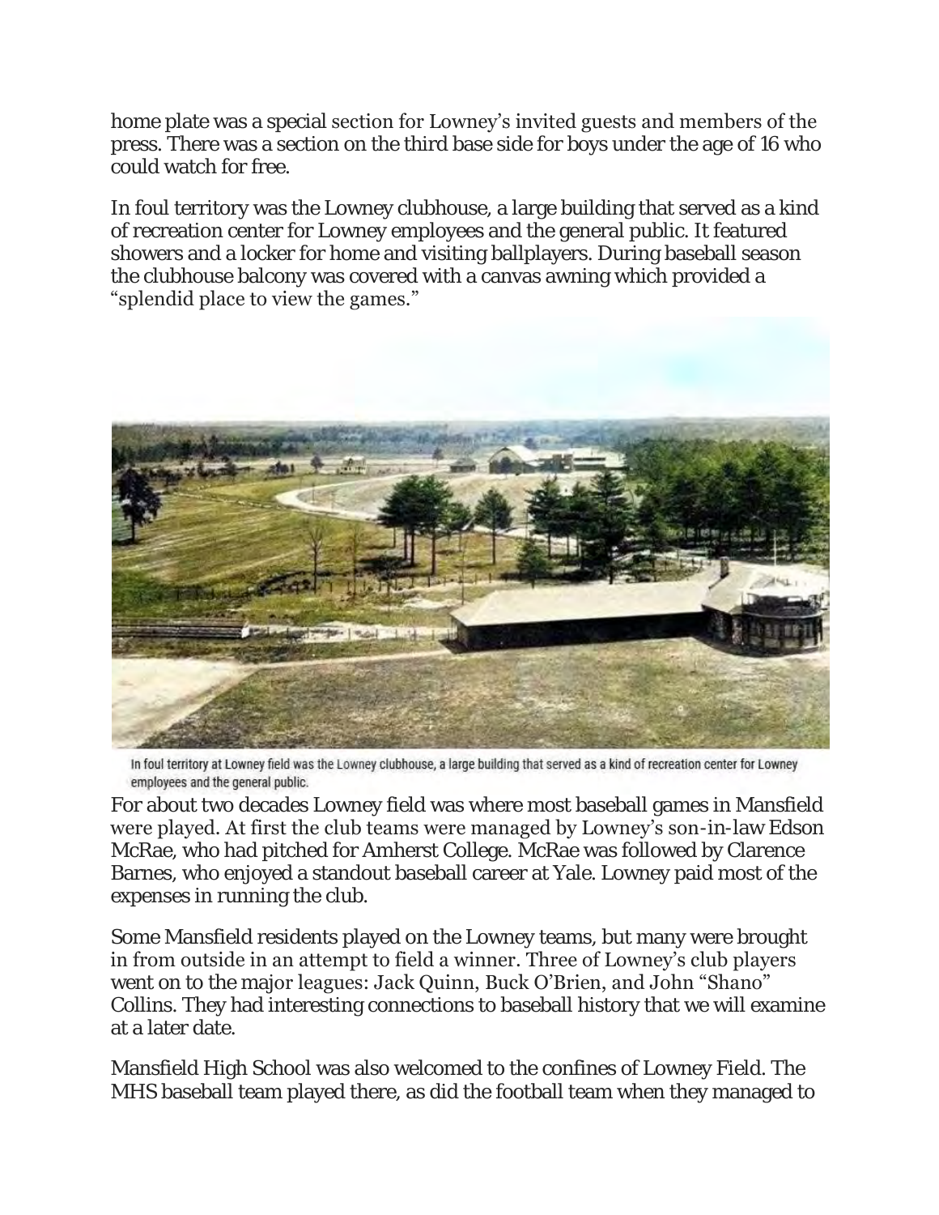home plate was a special section for Lowney's invited guests and members of the press. There was a section on the third base side for boys under the age of 16 who could watch for free.

In foul territory was the Lowney clubhouse, a large building that served as a kind of recreation center for Lowney employees and the general public. It featured showers and a locker for home and visiting ballplayers. During baseball season the clubhouse balcony was covered with a canvas awning which provided a "splendid place to view the games."

In foul territory at Lowney field was the Lowney clubhouse, a large building that served as a kind of recreation center for Lowney employees and the general public.

For about two decades Lowney field was where most baseball games in Mansfield were played. At first the club teams were managed by Lowney's son-in-law Edson McRae, who had pitched for Amherst College. McRae was followed by Clarence Barnes, who enjoyed a standout baseball career at Yale. Lowney paid most of the expenses in running the club.

Some Mansfield residents played on the Lowney teams, but many were brought in from outside in an attempt to field a winner. Three of Lowney's club players went on to the major leagues: Jack Quinn, Buck O'Brien, and John "Shano" Collins. They had interesting connections to baseball history that we will examine at a later date.

Mansfield High School was also welcomed to the confines of Lowney Field. The MHS baseball team played there, as did the football team when they managed to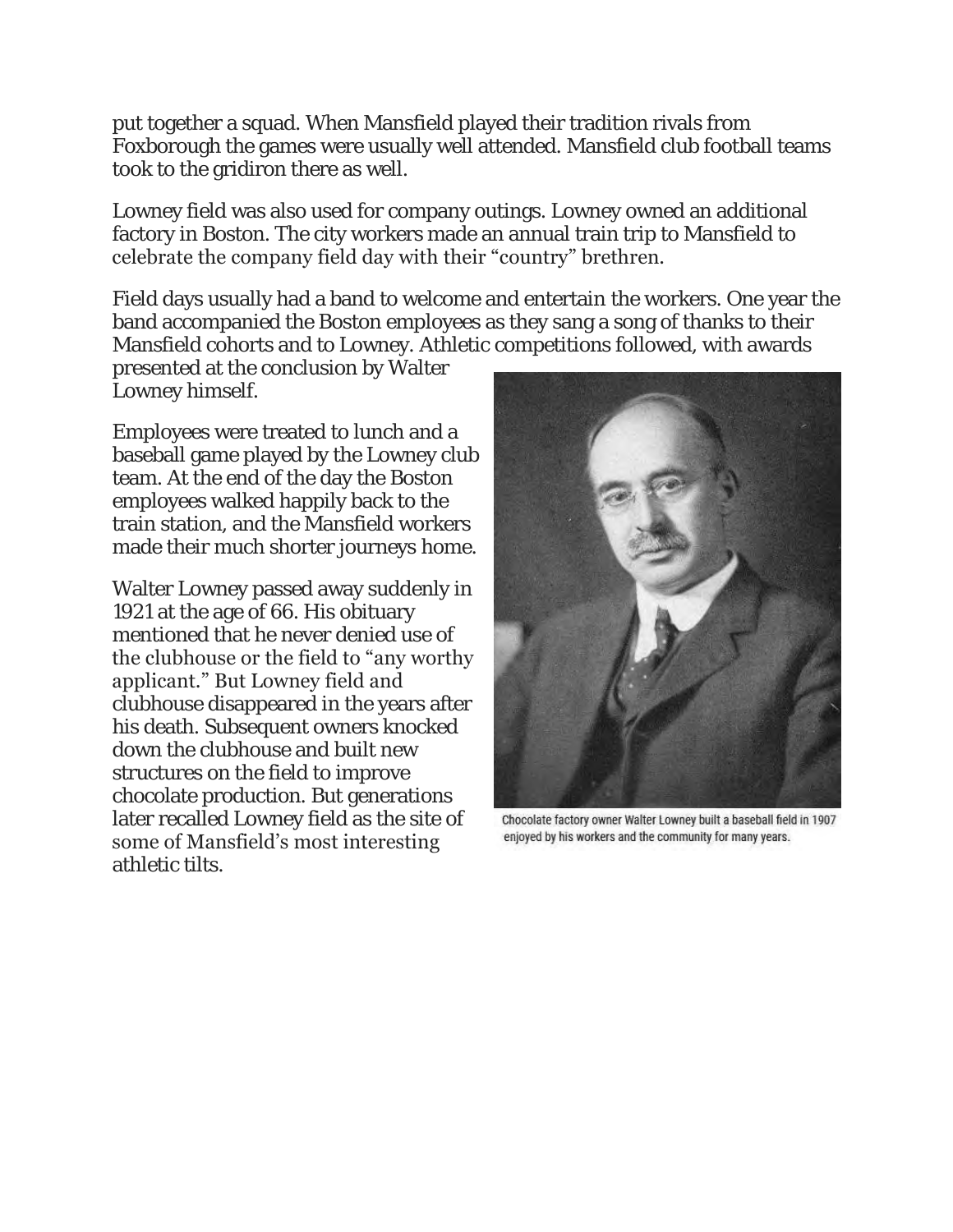put together a squad. When Mansfield played their tradition rivals from Foxborough the games were usually well attended. Mansfield club football teams took to the gridiron there as well.

Lowney field was also used for company outings. Lowney owned an additional factory in Boston. The city workers made an annual train trip to Mansfield to celebrate the company field day with their "country" brethren.

Field days usually had a band to welcome and entertain the workers. One year the band accompanied the Boston employees as they sang a song of thanks to their Mansfield cohorts and to Lowney. Athletic competitions followed, with awards presented at the conclusion by Walter Lowney himself.

Employees were treated to lunch and a baseball game played by the Lowney club team. At the end of the day the Boston employees walked happily back to the train station, and the Mansfield workers made their much shorter journeys home.

Walter Lowney passed away suddenly in 1921 at the age of 66. His obituary mentioned that he never denied use of the clubhouse or the field to "any worthy applicant." But Lowney field and clubhouse disappeared in the years after his death. Subsequent owners knocked down the clubhouse and built new structures on the field to improve chocolate production. But generations later recalled Lowney field as the site of some of Mansfield's most interesting athletic tilts.

Chocolate factory owner Walter Lowney built a baseball field in 1907 enjoyed by his workers and the community for many years.